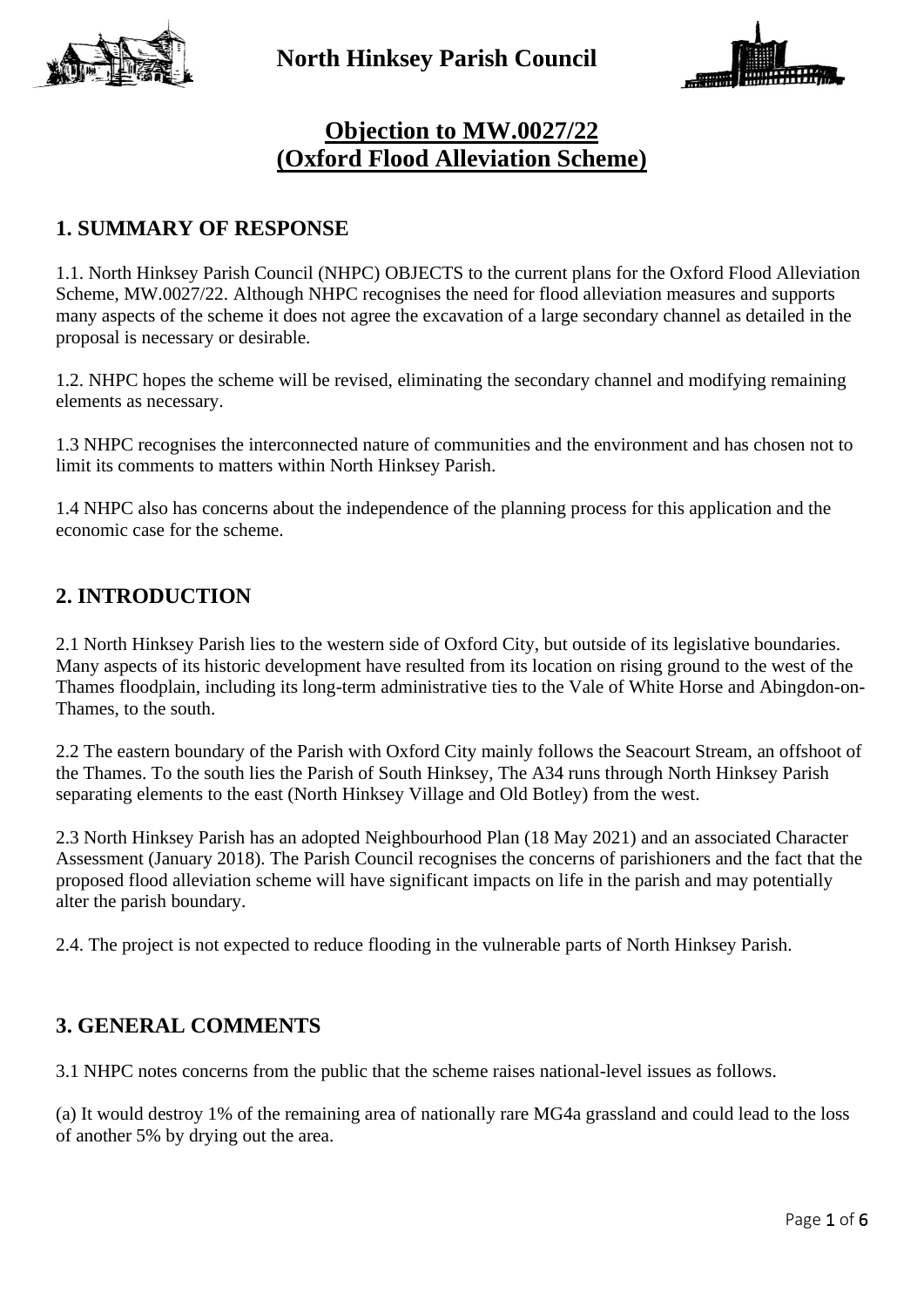North Hinksey Parish Council

# Objection to MW.0027/22 (Oxford Flood Alleviation Scheme)

## 1. SUMMARY OF RESPONSE

1.1. North Hinksey Parish Council (NHPC) OBJECTS to the current plans for the Oxford Flood Alleviation Scheme, MW.0027/22. Although NHPC recognises the need for flood alleviation measures and supports many aspects of the scheme it does not agree the excavation of a large secondary channel as detailed in the proposal is necessary or desirable.

1.2. NHPC hopes the scheme will be revised, eliminating the secondary channel and modifying remaining elements as necessary.

1.3 NHPC recognises the interconnected nature of communities and the environment and has chosen not to limit its comments to matters within North Hinksey Parish.

1.4 NHPC also has concerns about the independence of the planning process for this application and the economic case for the scheme.

## 2. INTRODUCTION

2.1 North Hinksey Parish lies to the western side of Oxford City, but outside of its legislative boundaries. Many aspects of its historic development have resulted from its location on rising ground to the west of the Thames floodplain, including its long-term administrative ties to the Vale of White Horse and Abingdon-on-Thames, to the south.

2.2 The eastern boundary of the Parish with Oxford City mainly follows the Seacourt Stream, an offshoot of the Thames. To the south lies the Parish of South Hinksey, The A34 runs through North Hinksey Parish separating elements to the east (North Hinksey Village and Old Botley) from the west.

2.3 North Hinksey Parish has an adopted Neighbourhood Plan (18 May 2021) and an associated Character Assessment (January 2018). The Parish Council recognises the concerns of parishioners and the fact that the proposed flood alleviation scheme will have significant impacts on life in the parish and may potentially alter the parish boundary.

2.4. The project is not expected to reduce flooding in the vulnerable parts of North Hinksey Parish.

## 3. GENERAL COMMENTS

3.1 NHPC notes concerns from the public that the scheme raises national-level issues as follows.

(a) It would destroy 1% of the remaining area of nationally rare MG4a grassland and could lead to the loss of another 5% by drying out the area.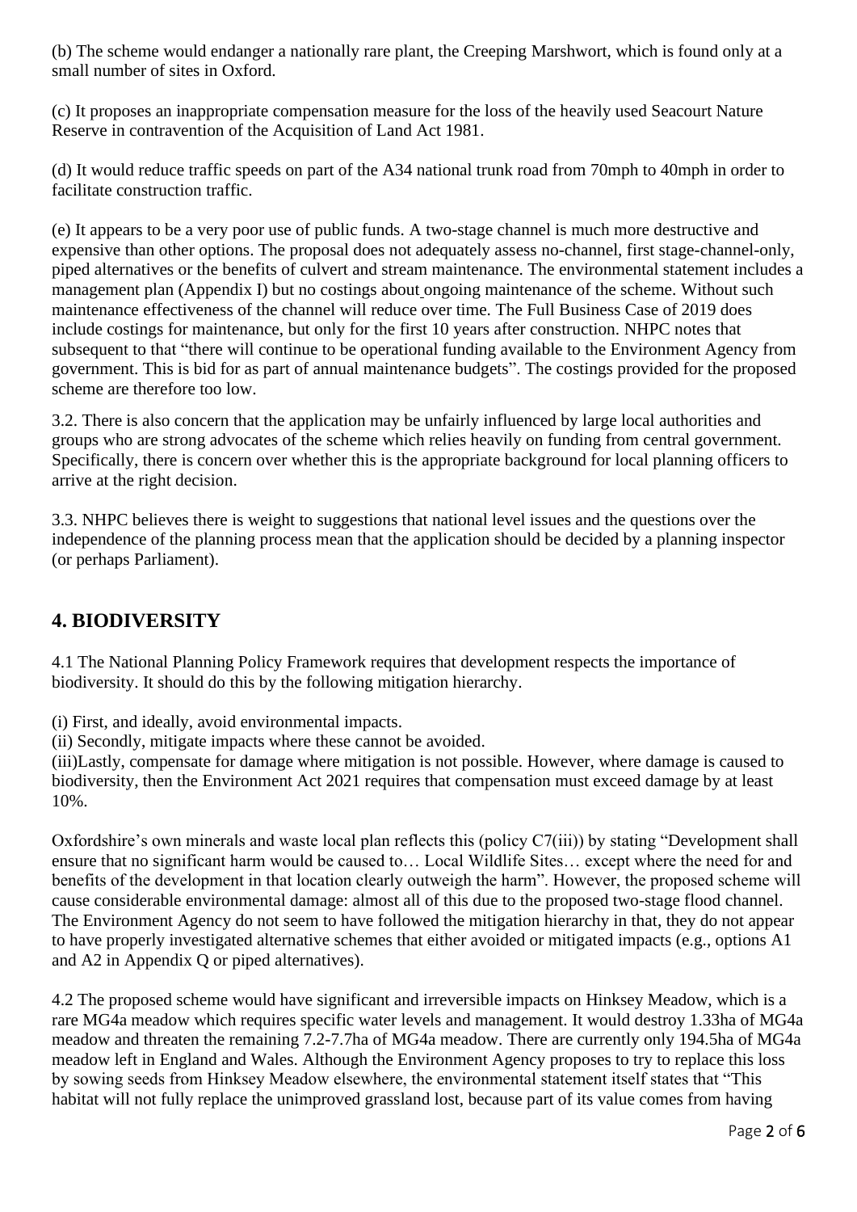(b) The scheme would endanger a nationally rare plant, the Creeping Marshwort, which is found only at a small number of sites in Oxford.

(c) It proposes an inappropriate compensation measure for the loss of the heavily used Seacourt Nature Reserve in contravention of the Acquisition of Land Act 1981.

(d) It would reduce traffic speeds on part of the A34 national trunk road from 70mph to 40mph in order to facilitate construction traffic.

(e) It appears to be a very poor use of public funds. A two-stage channel is much more destructive and expensive than other options. The proposal does not adequately assess no-channel, first stage-channel-only, piped alternatives or the benefits of culvert and stream maintenance. The environmental statement includes a management plan (Appendix I) but no costings about ongoing maintenance of the scheme. Without such maintenance effectiveness of the channel will reduce over time. The Full Business Case of 2019 does include costings for maintenance, but only for the first 10 years after construction. NHPC notes that subsequent to that "there will continue to be operational funding available to the Environment Agency from government. This is bid for as part of annual maintenance budgets". The costings provided for the proposed scheme are therefore too low.

3.2. There is also concern that the application may be unfairly influenced by large local authorities and groups who are strong advocates of the scheme which relies heavily on funding from central government. Specifically, there is concern over whether this is the appropriate background for local planning officers to arrive at the right decision.

3.3. NHPC believes there is weight to suggestions that national level issues and the questions over the independence of the planning process mean that the application should be decided by a planning inspector (or perhaps Parliament).

## 4. BIODIVERSITY

4.1 The National Planning Policy Framework requires that development respects the importance of biodiversity. It should do this by the following mitigation hierarchy.

(i) First, and ideally, avoid environmental impacts.
(ii) Secondly, mitigate impacts where these cannot be avoided.
(iii)Lastly, compensate for damage where mitigation is not possible. However, where damage is caused to biodiversity, then the Environment Act 2021 requires that compensation must exceed damage by at least 10%.

Oxfordshire's own minerals and waste local plan reflects this (policy C7(iii)) by stating "Development shall ensure that no significant harm would be caused to… Local Wildlife Sites… except where the need for and benefits of the development in that location clearly outweigh the harm". However, the proposed scheme will cause considerable environmental damage: almost all of this due to the proposed two-stage flood channel. The Environment Agency do not seem to have followed the mitigation hierarchy in that, they do not appear to have properly investigated alternative schemes that either avoided or mitigated impacts (e.g., options A1 and A2 in Appendix Q or piped alternatives).

4.2 The proposed scheme would have significant and irreversible impacts on Hinksey Meadow, which is a rare MG4a meadow which requires specific water levels and management. It would destroy 1.33ha of MG4a meadow and threaten the remaining 7.2-7.7ha of MG4a meadow. There are currently only 194.5ha of MG4a meadow left in England and Wales. Although the Environment Agency proposes to try to replace this loss by sowing seeds from Hinksey Meadow elsewhere, the environmental statement itself states that "This habitat will not fully replace the unimproved grassland lost, because part of its value comes from having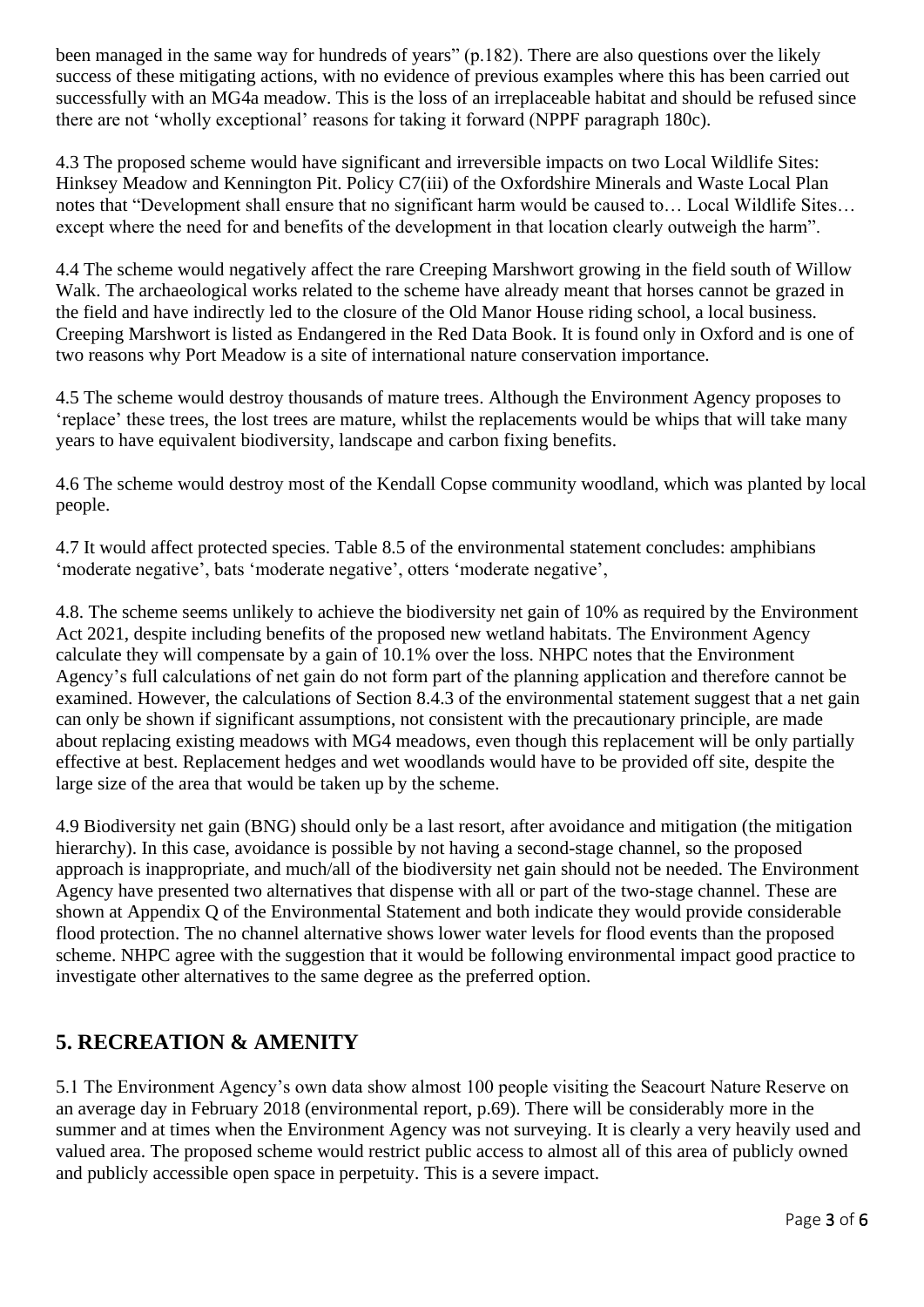been managed in the same way for hundreds of years" (p.182). There are also questions over the likely success of these mitigating actions, with no evidence of previous examples where this has been carried out successfully with an MG4a meadow. This is the loss of an irreplaceable habitat and should be refused since there are not 'wholly exceptional' reasons for taking it forward (NPPF paragraph 180c).

4.3 The proposed scheme would have significant and irreversible impacts on two Local Wildlife Sites: Hinksey Meadow and Kennington Pit. Policy C7(iii) of the Oxfordshire Minerals and Waste Local Plan notes that "Development shall ensure that no significant harm would be caused to… Local Wildlife Sites… except where the need for and benefits of the development in that location clearly outweigh the harm".

4.4 The scheme would negatively affect the rare Creeping Marshwort growing in the field south of Willow Walk. The archaeological works related to the scheme have already meant that horses cannot be grazed in the field and have indirectly led to the closure of the Old Manor House riding school, a local business. Creeping Marshwort is listed as Endangered in the Red Data Book. It is found only in Oxford and is one of two reasons why Port Meadow is a site of international nature conservation importance.

4.5 The scheme would destroy thousands of mature trees. Although the Environment Agency proposes to 'replace' these trees, the lost trees are mature, whilst the replacements would be whips that will take many years to have equivalent biodiversity, landscape and carbon fixing benefits.

4.6 The scheme would destroy most of the Kendall Copse community woodland, which was planted by local people.

4.7 It would affect protected species. Table 8.5 of the environmental statement concludes: amphibians 'moderate negative', bats 'moderate negative', otters 'moderate negative',

4.8. The scheme seems unlikely to achieve the biodiversity net gain of 10% as required by the Environment Act 2021, despite including benefits of the proposed new wetland habitats. The Environment Agency calculate they will compensate by a gain of 10.1% over the loss. NHPC notes that the Environment Agency's full calculations of net gain do not form part of the planning application and therefore cannot be examined. However, the calculations of Section 8.4.3 of the environmental statement suggest that a net gain can only be shown if significant assumptions, not consistent with the precautionary principle, are made about replacing existing meadows with MG4 meadows, even though this replacement will be only partially effective at best. Replacement hedges and wet woodlands would have to be provided off site, despite the large size of the area that would be taken up by the scheme.

4.9 Biodiversity net gain (BNG) should only be a last resort, after avoidance and mitigation (the mitigation hierarchy). In this case, avoidance is possible by not having a second-stage channel, so the proposed approach is inappropriate, and much/all of the biodiversity net gain should not be needed. The Environment Agency have presented two alternatives that dispense with all or part of the two-stage channel. These are shown at Appendix Q of the Environmental Statement and both indicate they would provide considerable flood protection. The no channel alternative shows lower water levels for flood events than the proposed scheme. NHPC agree with the suggestion that it would be following environmental impact good practice to investigate other alternatives to the same degree as the preferred option.

## 5. RECREATION & AMENITY

5.1 The Environment Agency's own data show almost 100 people visiting the Seacourt Nature Reserve on an average day in February 2018 (environmental report, p.69). There will be considerably more in the summer and at times when the Environment Agency was not surveying. It is clearly a very heavily used and valued area. The proposed scheme would restrict public access to almost all of this area of publicly owned and publicly accessible open space in perpetuity. This is a severe impact.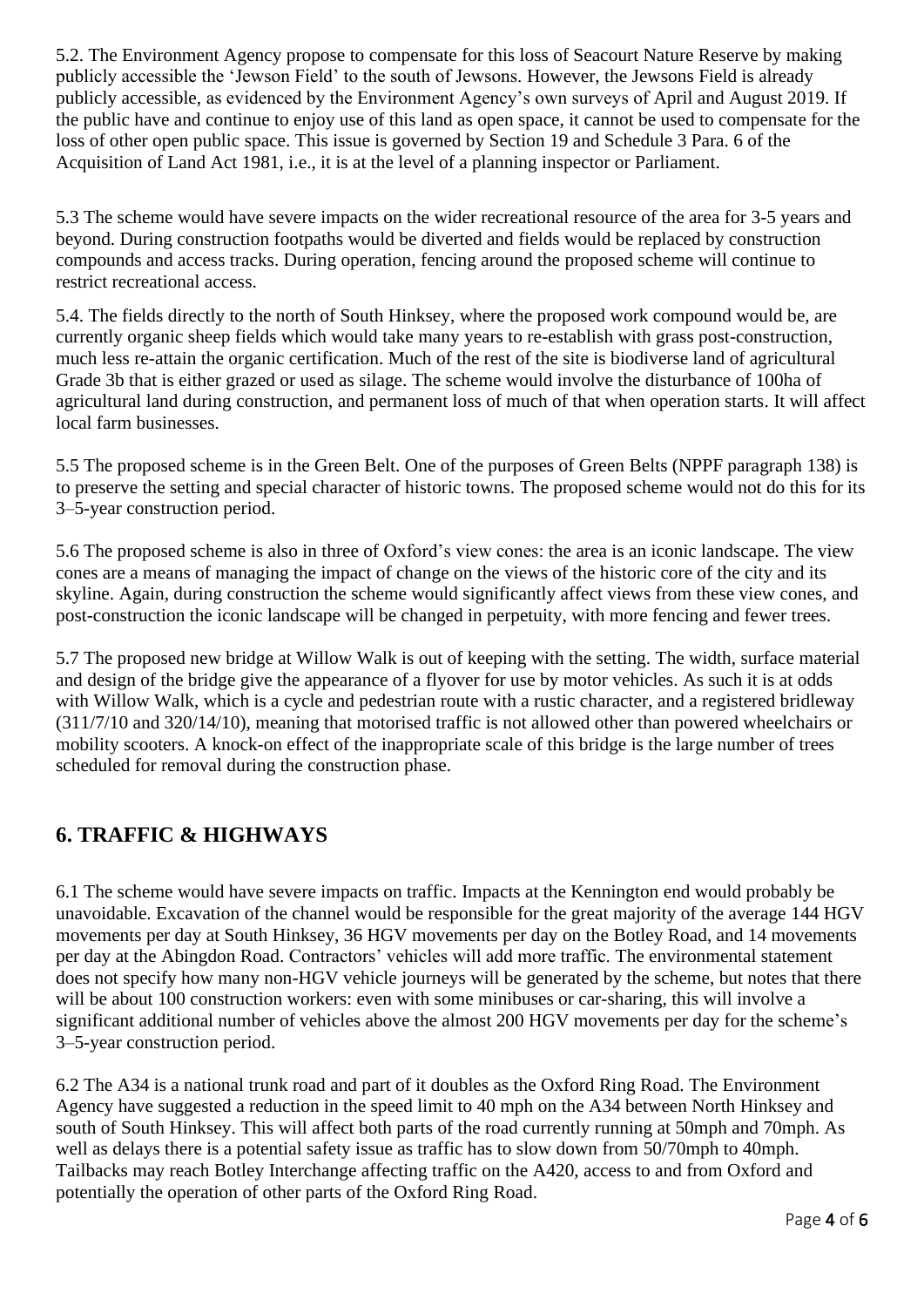5.2. The Environment Agency propose to compensate for this loss of Seacourt Nature Reserve by making publicly accessible the 'Jewson Field' to the south of Jewsons. However, the Jewsons Field is already publicly accessible, as evidenced by the Environment Agency's own surveys of April and August 2019. If the public have and continue to enjoy use of this land as open space, it cannot be used to compensate for the loss of other open public space. This issue is governed by Section 19 and Schedule 3 Para. 6 of the Acquisition of Land Act 1981, i.e., it is at the level of a planning inspector or Parliament.

5.3 The scheme would have severe impacts on the wider recreational resource of the area for 3-5 years and beyond. During construction footpaths would be diverted and fields would be replaced by construction compounds and access tracks. During operation, fencing around the proposed scheme will continue to restrict recreational access.

5.4. The fields directly to the north of South Hinksey, where the proposed work compound would be, are currently organic sheep fields which would take many years to re-establish with grass post-construction, much less re-attain the organic certification. Much of the rest of the site is biodiverse land of agricultural Grade 3b that is either grazed or used as silage. The scheme would involve the disturbance of 100ha of agricultural land during construction, and permanent loss of much of that when operation starts. It will affect local farm businesses.

5.5 The proposed scheme is in the Green Belt. One of the purposes of Green Belts (NPPF paragraph 138) is to preserve the setting and special character of historic towns. The proposed scheme would not do this for its 3–5-year construction period.

5.6 The proposed scheme is also in three of Oxford's view cones: the area is an iconic landscape. The view cones are a means of managing the impact of change on the views of the historic core of the city and its skyline. Again, during construction the scheme would significantly affect views from these view cones, and post-construction the iconic landscape will be changed in perpetuity, with more fencing and fewer trees.

5.7 The proposed new bridge at Willow Walk is out of keeping with the setting. The width, surface material and design of the bridge give the appearance of a flyover for use by motor vehicles. As such it is at odds with Willow Walk, which is a cycle and pedestrian route with a rustic character, and a registered bridleway (311/7/10 and 320/14/10), meaning that motorised traffic is not allowed other than powered wheelchairs or mobility scooters. A knock-on effect of the inappropriate scale of this bridge is the large number of trees scheduled for removal during the construction phase.

## 6. TRAFFIC & HIGHWAYS

6.1 The scheme would have severe impacts on traffic. Impacts at the Kennington end would probably be unavoidable. Excavation of the channel would be responsible for the great majority of the average 144 HGV movements per day at South Hinksey, 36 HGV movements per day on the Botley Road, and 14 movements per day at the Abingdon Road. Contractors' vehicles will add more traffic. The environmental statement does not specify how many non-HGV vehicle journeys will be generated by the scheme, but notes that there will be about 100 construction workers: even with some minibuses or car-sharing, this will involve a significant additional number of vehicles above the almost 200 HGV movements per day for the scheme's 3–5-year construction period.

6.2 The A34 is a national trunk road and part of it doubles as the Oxford Ring Road. The Environment Agency have suggested a reduction in the speed limit to 40 mph on the A34 between North Hinksey and south of South Hinksey. This will affect both parts of the road currently running at 50mph and 70mph. As well as delays there is a potential safety issue as traffic has to slow down from 50/70mph to 40mph. Tailbacks may reach Botley Interchange affecting traffic on the A420, access to and from Oxford and potentially the operation of other parts of the Oxford Ring Road.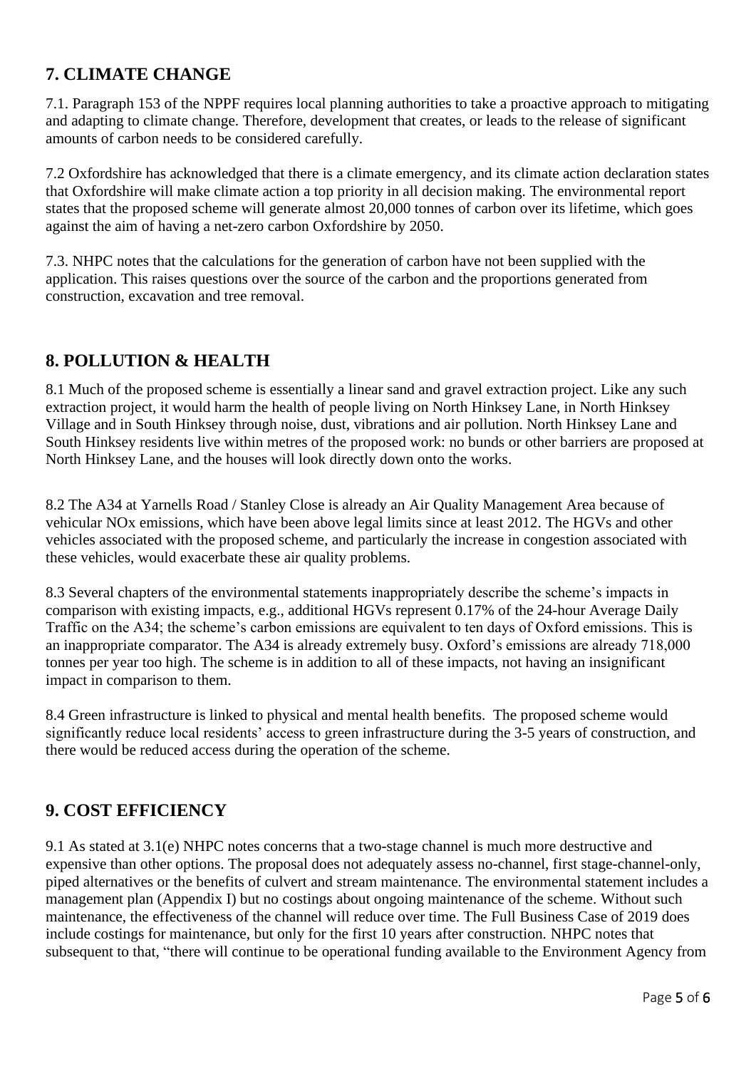## 7. CLIMATE CHANGE

7.1. Paragraph 153 of the NPPF requires local planning authorities to take a proactive approach to mitigating and adapting to climate change. Therefore, development that creates, or leads to the release of significant amounts of carbon needs to be considered carefully.

7.2 Oxfordshire has acknowledged that there is a climate emergency, and its climate action declaration states that Oxfordshire will make climate action a top priority in all decision making. The environmental report states that the proposed scheme will generate almost 20,000 tonnes of carbon over its lifetime, which goes against the aim of having a net-zero carbon Oxfordshire by 2050.

7.3. NHPC notes that the calculations for the generation of carbon have not been supplied with the application. This raises questions over the source of the carbon and the proportions generated from construction, excavation and tree removal.

## 8. POLLUTION & HEALTH

8.1 Much of the proposed scheme is essentially a linear sand and gravel extraction project. Like any such extraction project, it would harm the health of people living on North Hinksey Lane, in North Hinksey Village and in South Hinksey through noise, dust, vibrations and air pollution. North Hinksey Lane and South Hinksey residents live within metres of the proposed work: no bunds or other barriers are proposed at North Hinksey Lane, and the houses will look directly down onto the works.

8.2 The A34 at Yarnells Road / Stanley Close is already an Air Quality Management Area because of vehicular NOx emissions, which have been above legal limits since at least 2012. The HGVs and other vehicles associated with the proposed scheme, and particularly the increase in congestion associated with these vehicles, would exacerbate these air quality problems.

8.3 Several chapters of the environmental statements inappropriately describe the scheme's impacts in comparison with existing impacts, e.g., additional HGVs represent 0.17% of the 24-hour Average Daily Traffic on the A34; the scheme's carbon emissions are equivalent to ten days of Oxford emissions. This is an inappropriate comparator. The A34 is already extremely busy. Oxford's emissions are already 718,000 tonnes per year too high. The scheme is in addition to all of these impacts, not having an insignificant impact in comparison to them.

8.4 Green infrastructure is linked to physical and mental health benefits. The proposed scheme would significantly reduce local residents' access to green infrastructure during the 3-5 years of construction, and there would be reduced access during the operation of the scheme.

## 9. COST EFFICIENCY

9.1 As stated at 3.1(e) NHPC notes concerns that a two-stage channel is much more destructive and expensive than other options. The proposal does not adequately assess no-channel, first stage-channel-only, piped alternatives or the benefits of culvert and stream maintenance. The environmental statement includes a management plan (Appendix I) but no costings about ongoing maintenance of the scheme. Without such maintenance, the effectiveness of the channel will reduce over time. The Full Business Case of 2019 does include costings for maintenance, but only for the first 10 years after construction. NHPC notes that subsequent to that, "there will continue to be operational funding available to the Environment Agency from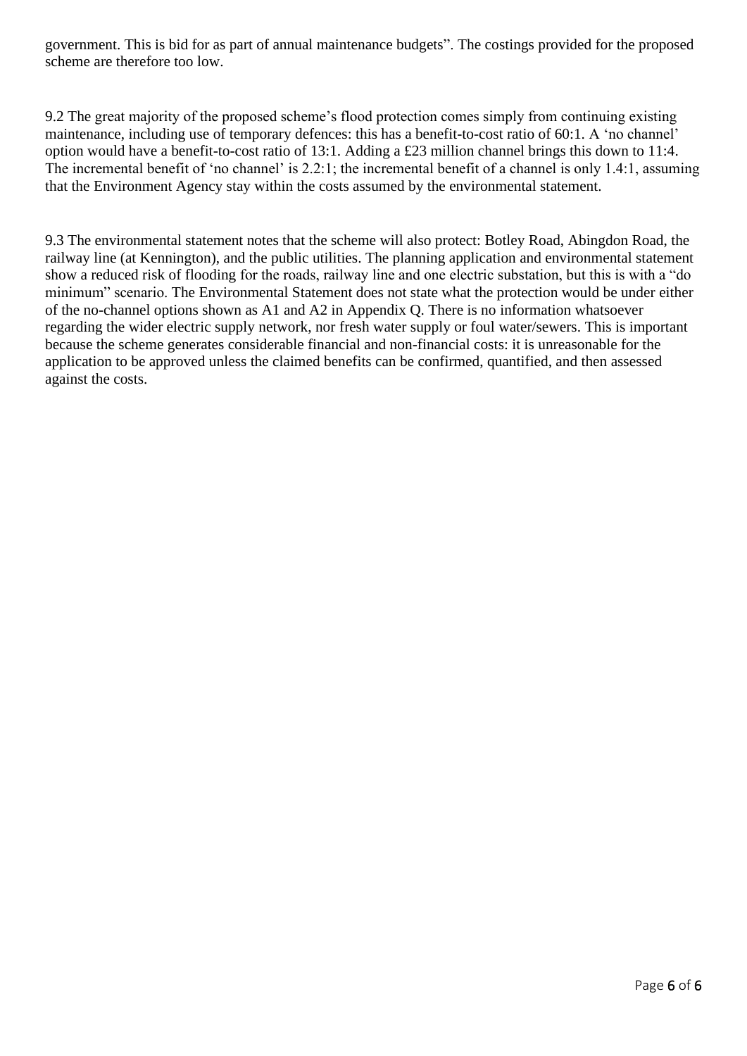government. This is bid for as part of annual maintenance budgets". The costings provided for the proposed scheme are therefore too low.

9.2 The great majority of the proposed scheme's flood protection comes simply from continuing existing maintenance, including use of temporary defences: this has a benefit-to-cost ratio of 60:1. A 'no channel' option would have a benefit-to-cost ratio of 13:1. Adding a £23 million channel brings this down to 11:4. The incremental benefit of 'no channel' is 2.2:1; the incremental benefit of a channel is only 1.4:1, assuming that the Environment Agency stay within the costs assumed by the environmental statement.

9.3 The environmental statement notes that the scheme will also protect: Botley Road, Abingdon Road, the railway line (at Kennington), and the public utilities. The planning application and environmental statement show a reduced risk of flooding for the roads, railway line and one electric substation, but this is with a "do minimum" scenario. The Environmental Statement does not state what the protection would be under either of the no-channel options shown as A1 and A2 in Appendix Q. There is no information whatsoever regarding the wider electric supply network, nor fresh water supply or foul water/sewers. This is important because the scheme generates considerable financial and non-financial costs: it is unreasonable for the application to be approved unless the claimed benefits can be confirmed, quantified, and then assessed against the costs.